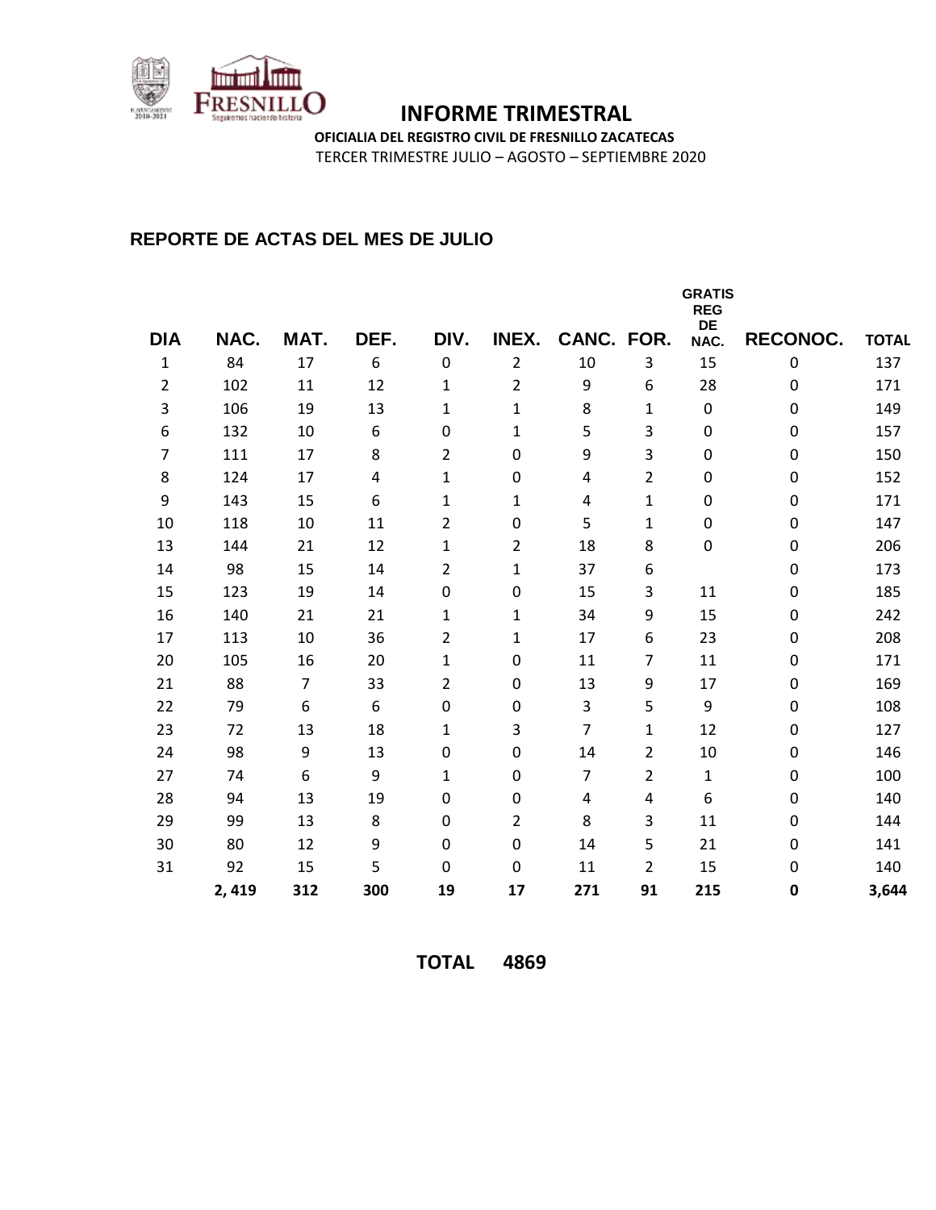# INFORME TRIMESTRAL

**OFICIALIA DEL REGISTRO CIVIL DE FRESNILLO ZACATECAS**

TERCER TRIMESTRE JULIO – AGOSTO – SEPTIEMBRE 2020

## REPORTE DE ACTAS DEL MES DE JULIO

| DIA | NAC. | MAT. | DEF. | DIV. | INEX. | CANC. | FOR. | GRATIS REG DE NAC. | RECONOC. | TOTAL |
|---|---|---|---|---|---|---|---|---|---|---|
| 1 | 84 | 17 | 6 | 0 | 2 | 10 | 3 | 15 | 0 | 137 |
| 2 | 102 | 11 | 12 | 1 | 2 | 9 | 6 | 28 | 0 | 171 |
| 3 | 106 | 19 | 13 | 1 | 1 | 8 | 1 | 0 | 0 | 149 |
| 6 | 132 | 10 | 6 | 0 | 1 | 5 | 3 | 0 | 0 | 157 |
| 7 | 111 | 17 | 8 | 2 | 0 | 9 | 3 | 0 | 0 | 150 |
| 8 | 124 | 17 | 4 | 1 | 0 | 4 | 2 | 0 | 0 | 152 |
| 9 | 143 | 15 | 6 | 1 | 1 | 4 | 1 | 0 | 0 | 171 |
| 10 | 118 | 10 | 11 | 2 | 0 | 5 | 1 | 0 | 0 | 147 |
| 13 | 144 | 21 | 12 | 1 | 2 | 18 | 8 | 0 | 0 | 206 |
| 14 | 98 | 15 | 14 | 2 | 1 | 37 | 6 | | 0 | 173 |
| 15 | 123 | 19 | 14 | 0 | 0 | 15 | 3 | 11 | 0 | 185 |
| 16 | 140 | 21 | 21 | 1 | 1 | 34 | 9 | 15 | 0 | 242 |
| 17 | 113 | 10 | 36 | 2 | 1 | 17 | 6 | 23 | 0 | 208 |
| 20 | 105 | 16 | 20 | 1 | 0 | 11 | 7 | 11 | 0 | 171 |
| 21 | 88 | 7 | 33 | 2 | 0 | 13 | 9 | 17 | 0 | 169 |
| 22 | 79 | 6 | 6 | 0 | 0 | 3 | 5 | 9 | 0 | 108 |
| 23 | 72 | 13 | 18 | 1 | 3 | 7 | 1 | 12 | 0 | 127 |
| 24 | 98 | 9 | 13 | 0 | 0 | 14 | 2 | 10 | 0 | 146 |
| 27 | 74 | 6 | 9 | 1 | 0 | 7 | 2 | 1 | 0 | 100 |
| 28 | 94 | 13 | 19 | 0 | 0 | 4 | 4 | 6 | 0 | 140 |
| 29 | 99 | 13 | 8 | 0 | 2 | 8 | 3 | 11 | 0 | 144 |
| 30 | 80 | 12 | 9 | 0 | 0 | 14 | 5 | 21 | 0 | 141 |
| 31 | 92 | 15 | 5 | 0 | 0 | 11 | 2 | 15 | 0 | 140 |
| | **2, 419** | **312** | **300** | **19** | **17** | **271** | **91** | **215** | **0** | **3,644** |

**TOTAL 4869**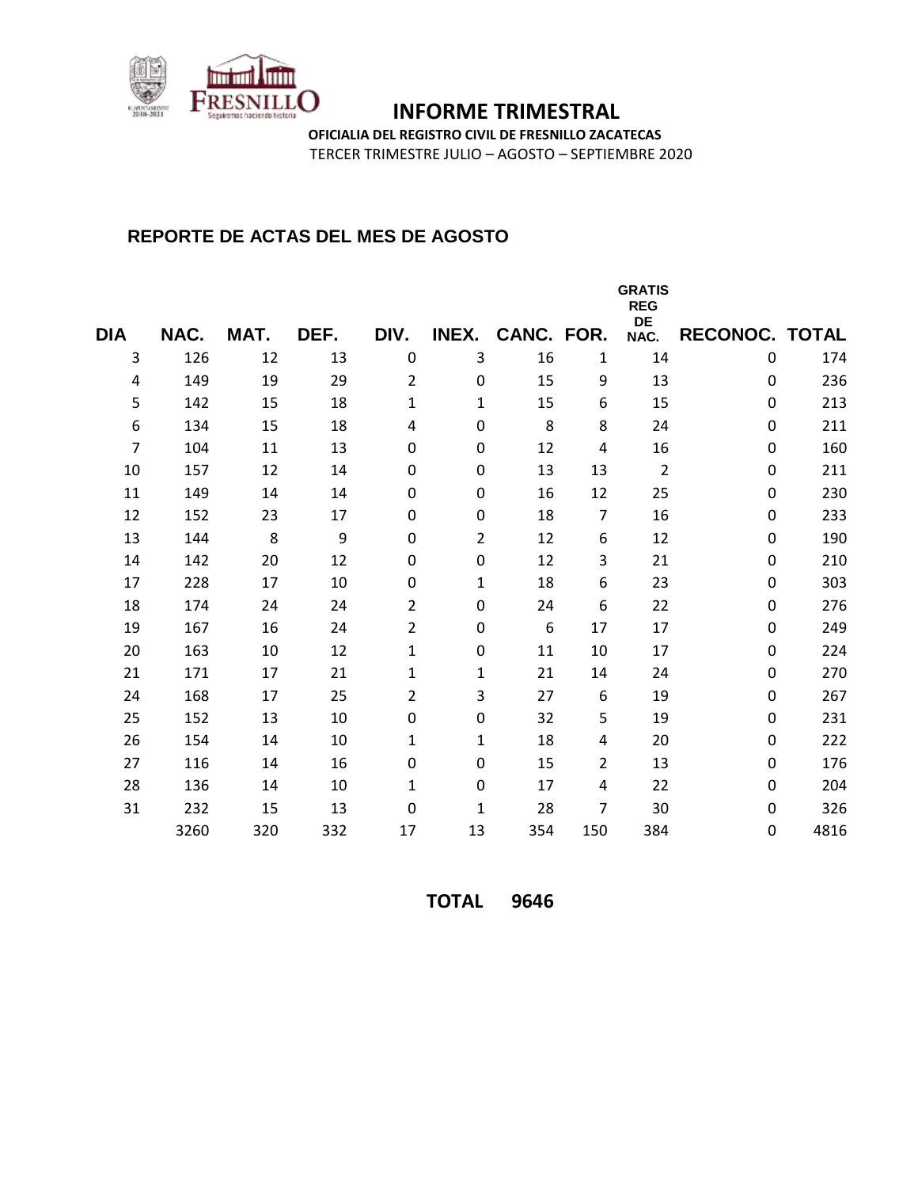# INFORME TRIMESTRAL

**OFICIALIA DEL REGISTRO CIVIL DE FRESNILLO ZACATECAS**

TERCER TRIMESTRE JULIO – AGOSTO – SEPTIEMBRE 2020

## REPORTE DE ACTAS DEL MES DE AGOSTO

| DIA | NAC. | MAT. | DEF. | DIV. | INEX. | CANC. | FOR. | GRATIS REG DE NAC. | RECONOC. | TOTAL |
|---|---|---|---|---|---|---|---|---|---|---|
| 3 | 126 | 12 | 13 | 0 | 3 | 16 | 1 | 14 | 0 | 174 |
| 4 | 149 | 19 | 29 | 2 | 0 | 15 | 9 | 13 | 0 | 236 |
| 5 | 142 | 15 | 18 | 1 | 1 | 15 | 6 | 15 | 0 | 213 |
| 6 | 134 | 15 | 18 | 4 | 0 | 8 | 8 | 24 | 0 | 211 |
| 7 | 104 | 11 | 13 | 0 | 0 | 12 | 4 | 16 | 0 | 160 |
| 10 | 157 | 12 | 14 | 0 | 0 | 13 | 13 | 2 | 0 | 211 |
| 11 | 149 | 14 | 14 | 0 | 0 | 16 | 12 | 25 | 0 | 230 |
| 12 | 152 | 23 | 17 | 0 | 0 | 18 | 7 | 16 | 0 | 233 |
| 13 | 144 | 8 | 9 | 0 | 2 | 12 | 6 | 12 | 0 | 190 |
| 14 | 142 | 20 | 12 | 0 | 0 | 12 | 3 | 21 | 0 | 210 |
| 17 | 228 | 17 | 10 | 0 | 1 | 18 | 6 | 23 | 0 | 303 |
| 18 | 174 | 24 | 24 | 2 | 0 | 24 | 6 | 22 | 0 | 276 |
| 19 | 167 | 16 | 24 | 2 | 0 | 6 | 17 | 17 | 0 | 249 |
| 20 | 163 | 10 | 12 | 1 | 0 | 11 | 10 | 17 | 0 | 224 |
| 21 | 171 | 17 | 21 | 1 | 1 | 21 | 14 | 24 | 0 | 270 |
| 24 | 168 | 17 | 25 | 2 | 3 | 27 | 6 | 19 | 0 | 267 |
| 25 | 152 | 13 | 10 | 0 | 0 | 32 | 5 | 19 | 0 | 231 |
| 26 | 154 | 14 | 10 | 1 | 1 | 18 | 4 | 20 | 0 | 222 |
| 27 | 116 | 14 | 16 | 0 | 0 | 15 | 2 | 13 | 0 | 176 |
| 28 | 136 | 14 | 10 | 1 | 0 | 17 | 4 | 22 | 0 | 204 |
| 31 | 232 | 15 | 13 | 0 | 1 | 28 | 7 | 30 | 0 | 326 |
| | 3260 | 320 | 332 | 17 | 13 | 354 | 150 | 384 | 0 | 4816 |

**TOTAL 9646**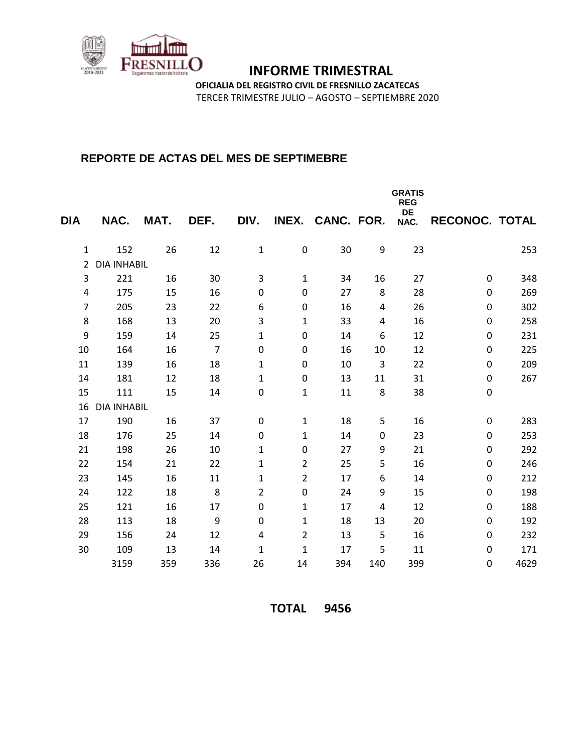# INFORME TRIMESTRAL

**OFICIALIA DEL REGISTRO CIVIL DE FRESNILLO ZACATECAS**

TERCER TRIMESTRE JULIO – AGOSTO – SEPTIEMBRE 2020

## REPORTE DE ACTAS DEL MES DE SEPTIMEBRE

| DIA | NAC. | MAT. | DEF. | DIV. | INEX. | CANC. | FOR. | GRATIS REG DE NAC. | RECONOC. | TOTAL |
|---|---|---|---|---|---|---|---|---|---|---|
| 1 | 152 | 26 | 12 | 1 | 0 | 30 | 9 | 23 | | 253 |
| 2 | DIA INHABIL | | | | | | | | | |
| 3 | 221 | 16 | 30 | 3 | 1 | 34 | 16 | 27 | 0 | 348 |
| 4 | 175 | 15 | 16 | 0 | 0 | 27 | 8 | 28 | 0 | 269 |
| 7 | 205 | 23 | 22 | 6 | 0 | 16 | 4 | 26 | 0 | 302 |
| 8 | 168 | 13 | 20 | 3 | 1 | 33 | 4 | 16 | 0 | 258 |
| 9 | 159 | 14 | 25 | 1 | 0 | 14 | 6 | 12 | 0 | 231 |
| 10 | 164 | 16 | 7 | 0 | 0 | 16 | 10 | 12 | 0 | 225 |
| 11 | 139 | 16 | 18 | 1 | 0 | 10 | 3 | 22 | 0 | 209 |
| 14 | 181 | 12 | 18 | 1 | 0 | 13 | 11 | 31 | 0 | 267 |
| 15 | 111 | 15 | 14 | 0 | 1 | 11 | 8 | 38 | 0 | |
| 16 | DIA INHABIL | | | | | | | | | |
| 17 | 190 | 16 | 37 | 0 | 1 | 18 | 5 | 16 | 0 | 283 |
| 18 | 176 | 25 | 14 | 0 | 1 | 14 | 0 | 23 | 0 | 253 |
| 21 | 198 | 26 | 10 | 1 | 0 | 27 | 9 | 21 | 0 | 292 |
| 22 | 154 | 21 | 22 | 1 | 2 | 25 | 5 | 16 | 0 | 246 |
| 23 | 145 | 16 | 11 | 1 | 2 | 17 | 6 | 14 | 0 | 212 |
| 24 | 122 | 18 | 8 | 2 | 0 | 24 | 9 | 15 | 0 | 198 |
| 25 | 121 | 16 | 17 | 0 | 1 | 17 | 4 | 12 | 0 | 188 |
| 28 | 113 | 18 | 9 | 0 | 1 | 18 | 13 | 20 | 0 | 192 |
| 29 | 156 | 24 | 12 | 4 | 2 | 13 | 5 | 16 | 0 | 232 |
| 30 | 109 | 13 | 14 | 1 | 1 | 17 | 5 | 11 | 0 | 171 |
| | 3159 | 359 | 336 | 26 | 14 | 394 | 140 | 399 | 0 | 4629 |

**TOTAL 9456**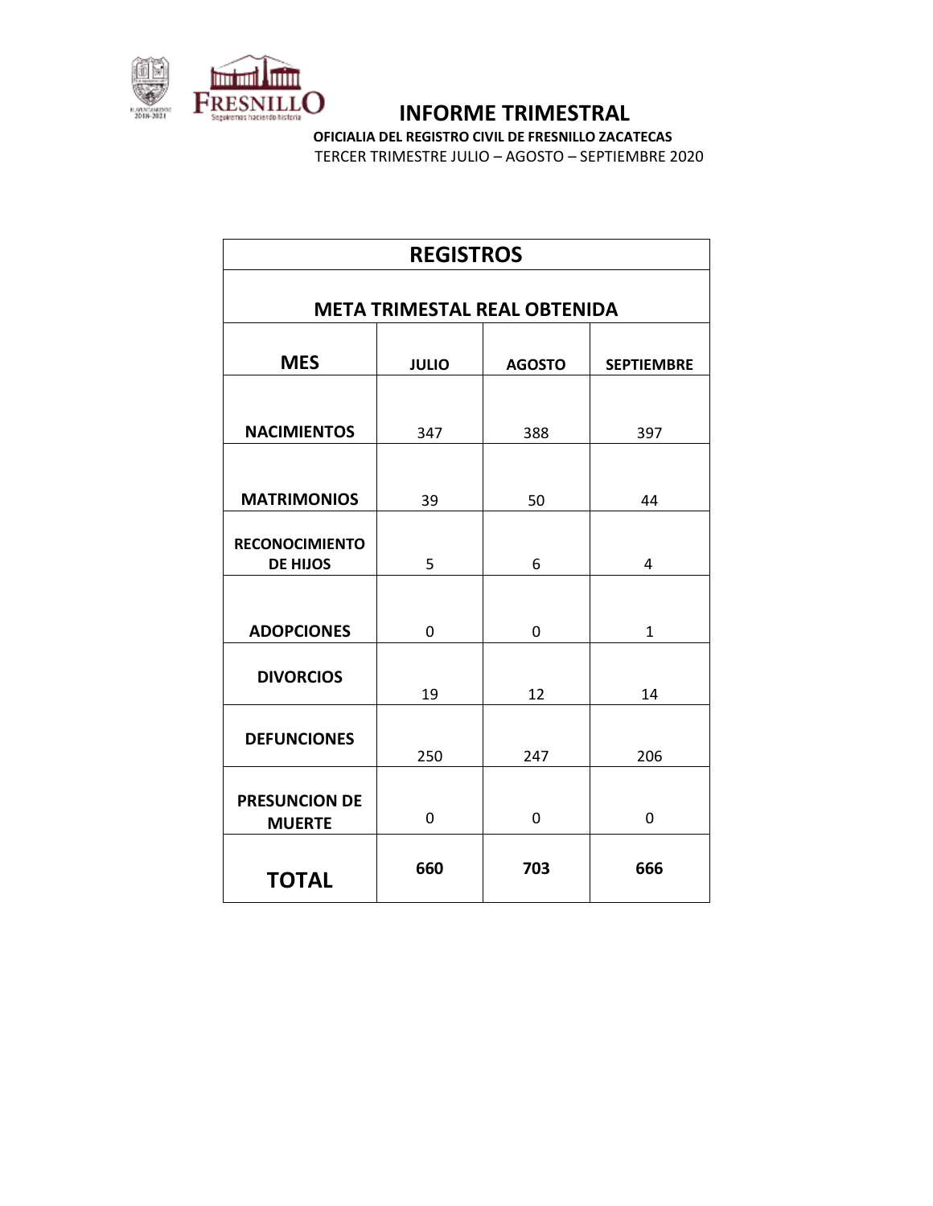# INFORME TRIMESTRAL

**OFICIALIA DEL REGISTRO CIVIL DE FRESNILLO ZACATECAS**

TERCER TRIMESTRE JULIO – AGOSTO – SEPTIEMBRE 2020

| **REGISTROS** | | | |
|---|---|---|---|
| **META TRIMESTAL REAL OBTENIDA** | | | |
| **MES** | **JULIO** | **AGOSTO** | **SEPTIEMBRE** |
| **NACIMIENTOS** | 347 | 388 | 397 |
| **MATRIMONIOS** | 39 | 50 | 44 |
| **RECONOCIMIENTO DE HIJOS** | 5 | 6 | 4 |
| **ADOPCIONES** | 0 | 0 | 1 |
| **DIVORCIOS** | 19 | 12 | 14 |
| **DEFUNCIONES** | 250 | 247 | 206 |
| **PRESUNCION DE MUERTE** | 0 | 0 | 0 |
| **TOTAL** | **660** | **703** | **666** |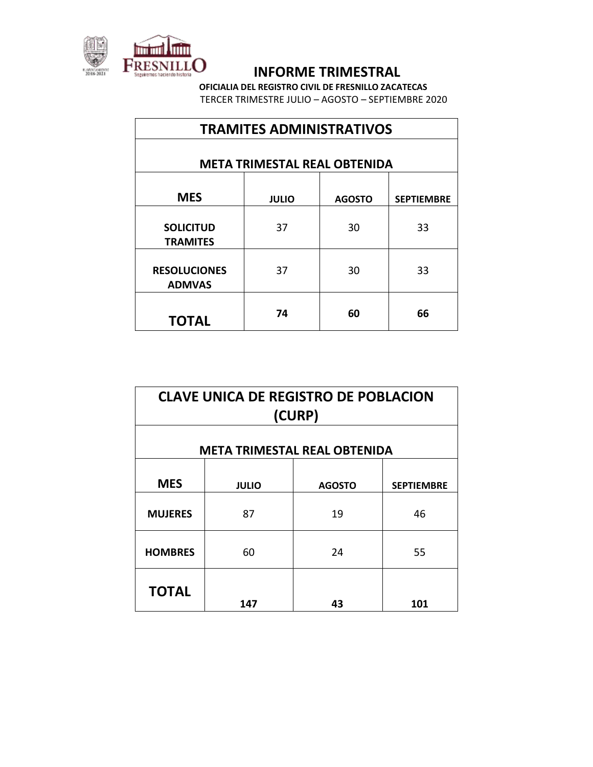# INFORME TRIMESTRAL

**OFICIALIA DEL REGISTRO CIVIL DE FRESNILLO ZACATECAS**

TERCER TRIMESTRE JULIO – AGOSTO – SEPTIEMBRE 2020

| TRAMITES ADMINISTRATIVOS | | | |
|---|---|---|---|
| META TRIMESTAL REAL OBTENIDA | | | |
| **MES** | **JULIO** | **AGOSTO** | **SEPTIEMBRE** |
| **SOLICITUD TRAMITES** | 37 | 30 | 33 |
| **RESOLUCIONES ADMVAS** | 37 | 30 | 33 |
| **TOTAL** | **74** | **60** | **66** |

| CLAVE UNICA DE REGISTRO DE POBLACION (CURP) | | | |
|---|---|---|---|
| META TRIMESTAL REAL OBTENIDA | | | |
| **MES** | **JULIO** | **AGOSTO** | **SEPTIEMBRE** |
| **MUJERES** | 87 | 19 | 46 |
| **HOMBRES** | 60 | 24 | 55 |
| **TOTAL** | **147** | **43** | **101** |